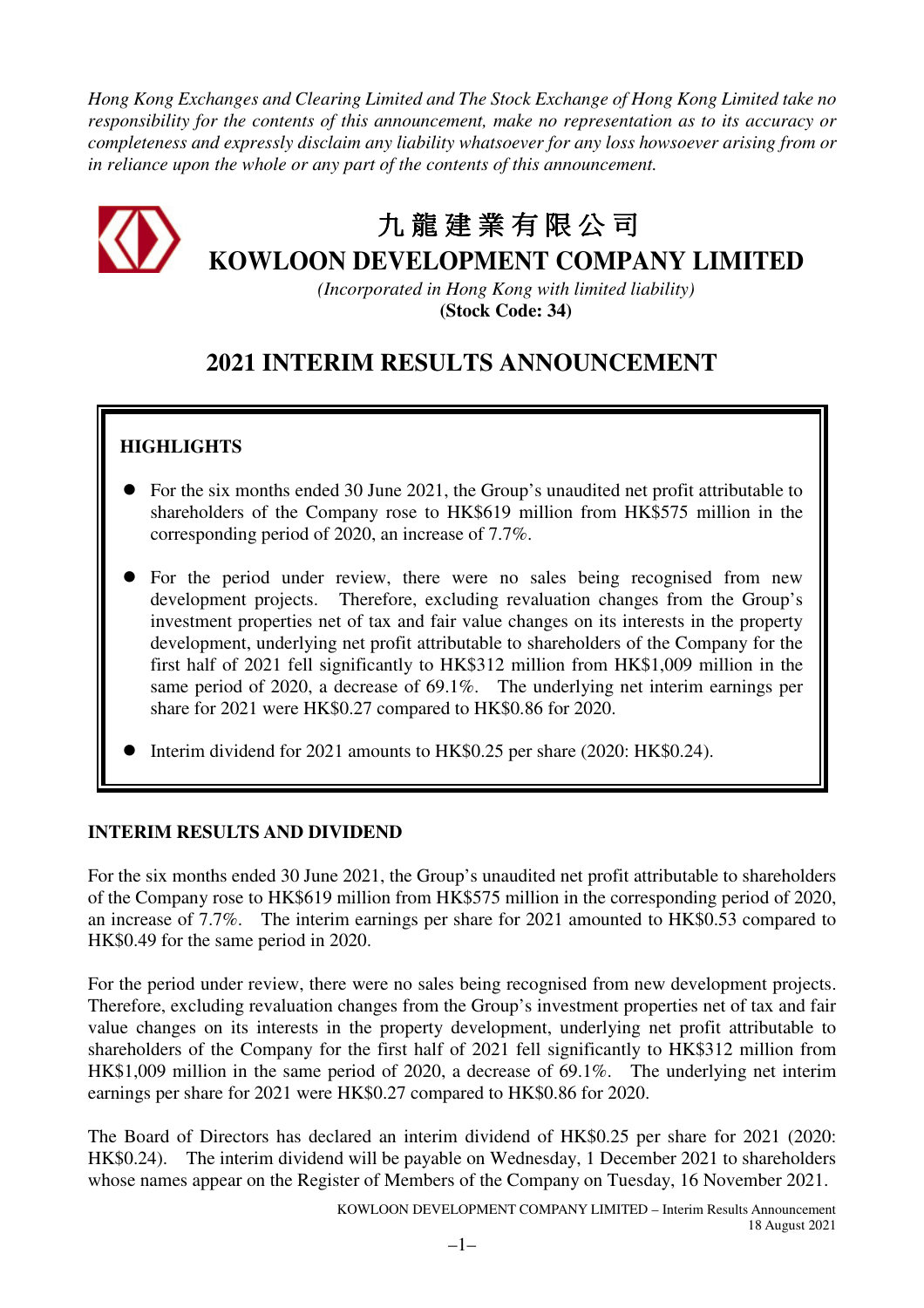*Hong Kong Exchanges and Clearing Limited and The Stock Exchange of Hong Kong Limited take no responsibility for the contents of this announcement, make no representation as to its accuracy or completeness and expressly disclaim any liability whatsoever for any loss howsoever arising from or in reliance upon the whole or any part of the contents of this announcement.*

# 九龍建業有限公司
# KOWLOON DEVELOPMENT COMPANY LIMITED

*(Incorporated in Hong Kong with limited liability)*
**(Stock Code: 34)**

## 2021 INTERIM RESULTS ANNOUNCEMENT

**HIGHLIGHTS**

- For the six months ended 30 June 2021, the Group's unaudited net profit attributable to shareholders of the Company rose to HK$619 million from HK$575 million in the corresponding period of 2020, an increase of 7.7%.
- For the period under review, there were no sales being recognised from new development projects. Therefore, excluding revaluation changes from the Group's investment properties net of tax and fair value changes on its interests in the property development, underlying net profit attributable to shareholders of the Company for the first half of 2021 fell significantly to HK$312 million from HK$1,009 million in the same period of 2020, a decrease of 69.1%. The underlying net interim earnings per share for 2021 were HK$0.27 compared to HK$0.86 for 2020.
- Interim dividend for 2021 amounts to HK$0.25 per share (2020: HK$0.24).

**INTERIM RESULTS AND DIVIDEND**

For the six months ended 30 June 2021, the Group's unaudited net profit attributable to shareholders of the Company rose to HK$619 million from HK$575 million in the corresponding period of 2020, an increase of 7.7%. The interim earnings per share for 2021 amounted to HK$0.53 compared to HK$0.49 for the same period in 2020.

For the period under review, there were no sales being recognised from new development projects. Therefore, excluding revaluation changes from the Group's investment properties net of tax and fair value changes on its interests in the property development, underlying net profit attributable to shareholders of the Company for the first half of 2021 fell significantly to HK$312 million from HK$1,009 million in the same period of 2020, a decrease of 69.1%. The underlying net interim earnings per share for 2021 were HK$0.27 compared to HK$0.86 for 2020.

The Board of Directors has declared an interim dividend of HK$0.25 per share for 2021 (2020: HK$0.24). The interim dividend will be payable on Wednesday, 1 December 2021 to shareholders whose names appear on the Register of Members of the Company on Tuesday, 16 November 2021.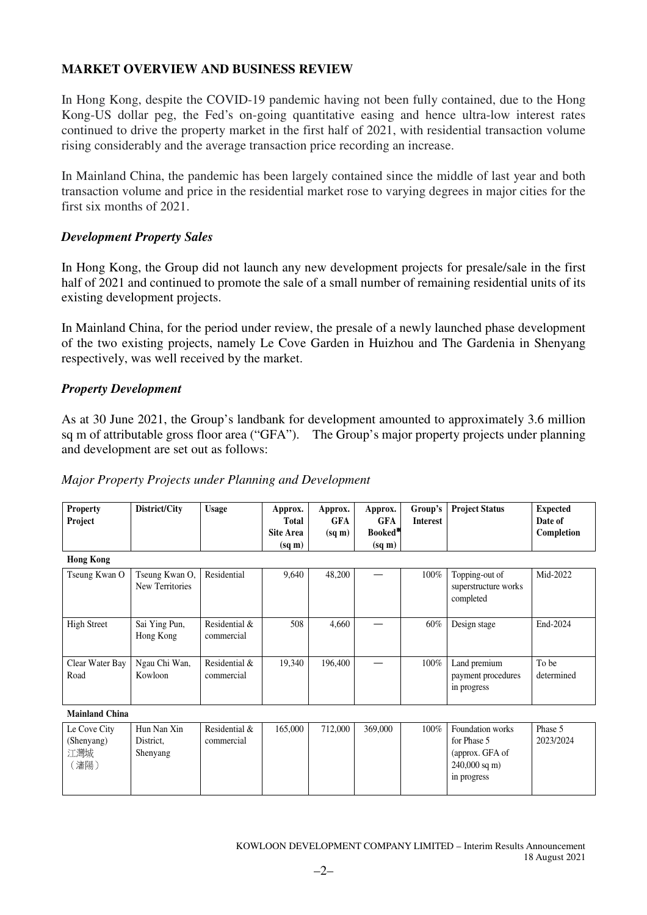## MARKET OVERVIEW AND BUSINESS REVIEW

In Hong Kong, despite the COVID-19 pandemic having not been fully contained, due to the Hong Kong-US dollar peg, the Fed's on-going quantitative easing and hence ultra-low interest rates continued to drive the property market in the first half of 2021, with residential transaction volume rising considerably and the average transaction price recording an increase.

In Mainland China, the pandemic has been largely contained since the middle of last year and both transaction volume and price in the residential market rose to varying degrees in major cities for the first six months of 2021.

### *Development Property Sales*

In Hong Kong, the Group did not launch any new development projects for presale/sale in the first half of 2021 and continued to promote the sale of a small number of remaining residential units of its existing development projects.

In Mainland China, for the period under review, the presale of a newly launched phase development of the two existing projects, namely Le Cove Garden in Huizhou and The Gardenia in Shenyang respectively, was well received by the market.

### *Property Development*

As at 30 June 2021, the Group's landbank for development amounted to approximately 3.6 million sq m of attributable gross floor area ("GFA"). The Group's major property projects under planning and development are set out as follows:

*Major Property Projects under Planning and Development*

| Property Project | District/City | Usage | Approx. Total Site Area (sq m) | Approx. GFA (sq m) | Approx. GFA Booked* (sq m) | Group's Interest | Project Status | Expected Date of Completion |
|---|---|---|---|---|---|---|---|---|
| **Hong Kong** | | | | | | | | |
| Tseung Kwan O | Tseung Kwan O, New Territories | Residential | 9,640 | 48,200 | — | 100% | Topping-out of superstructure works completed | Mid-2022 |
| High Street | Sai Ying Pun, Hong Kong | Residential & commercial | 508 | 4,660 | — | 60% | Design stage | End-2024 |
| Clear Water Bay Road | Ngau Chi Wan, Kowloon | Residential & commercial | 19,340 | 196,400 | — | 100% | Land premium payment procedures in progress | To be determined |
| **Mainland China** | | | | | | | | |
| Le Cove City (Shenyang) 江灣城（瀋陽） | Hun Nan Xin District, Shenyang | Residential & commercial | 165,000 | 712,000 | 369,000 | 100% | Foundation works for Phase 5 (approx. GFA of 240,000 sq m) in progress | Phase 5 2023/2024 |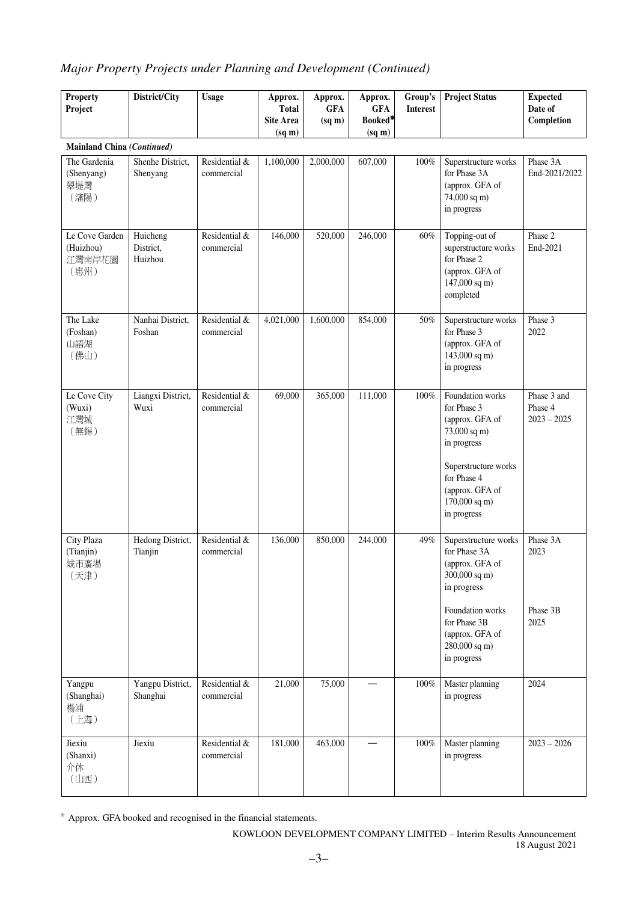## *Major Property Projects under Planning and Development (Continued)*

| Property Project | District/City | Usage | Approx. Total Site Area (sq m) | Approx. GFA (sq m) | Approx. GFA Booked* (sq m) | Group's Interest | Project Status | Expected Date of Completion |
|---|---|---|---|---|---|---|---|---|
| **Mainland China *(Continued)*** | | | | | | | | |
| The Gardenia (Shenyang) 翠堤灣（瀋陽） | Shenhe District, Shenyang | Residential & commercial | 1,100,000 | 2,000,000 | 607,000 | 100% | Superstructure works for Phase 3A (approx. GFA of 74,000 sq m) in progress | Phase 3A End-2021/2022 |
| Le Cove Garden (Huizhou) 江灣南岸花園（惠州） | Huicheng District, Huizhou | Residential & commercial | 146,000 | 520,000 | 246,000 | 60% | Topping-out of superstructure works for Phase 2 (approx. GFA of 147,000 sq m) completed | Phase 2 End-2021 |
| The Lake (Foshan) 山語湖（佛山） | Nanhai District, Foshan | Residential & commercial | 4,021,000 | 1,600,000 | 854,000 | 50% | Superstructure works for Phase 3 (approx. GFA of 143,000 sq m) in progress | Phase 3 2022 |
| Le Cove City (Wuxi) 江灣城（無錫） | Liangxi District, Wuxi | Residential & commercial | 69,000 | 365,000 | 111,000 | 100% | Foundation works for Phase 3 (approx. GFA of 73,000 sq m) in progress<br><br>Superstructure works for Phase 4 (approx. GFA of 170,000 sq m) in progress | Phase 3 and Phase 4 2023 – 2025 |
| City Plaza (Tianjin) 城市廣場（天津） | Hedong District, Tianjin | Residential & commercial | 136,000 | 850,000 | 244,000 | 49% | Superstructure works for Phase 3A (approx. GFA of 300,000 sq m) in progress<br><br>Foundation works for Phase 3B (approx. GFA of 280,000 sq m) in progress | Phase 3A 2023<br><br>Phase 3B 2025 |
| Yangpu (Shanghai) 楊浦（上海） | Yangpu District, Shanghai | Residential & commercial | 21,000 | 75,000 | — | 100% | Master planning in progress | 2024 |
| Jiexiu (Shanxi) 介休（山西） | Jiexiu | Residential & commercial | 181,000 | 463,000 | — | 100% | Master planning in progress | 2023 – 2026 |

\* Approx. GFA booked and recognised in the financial statements.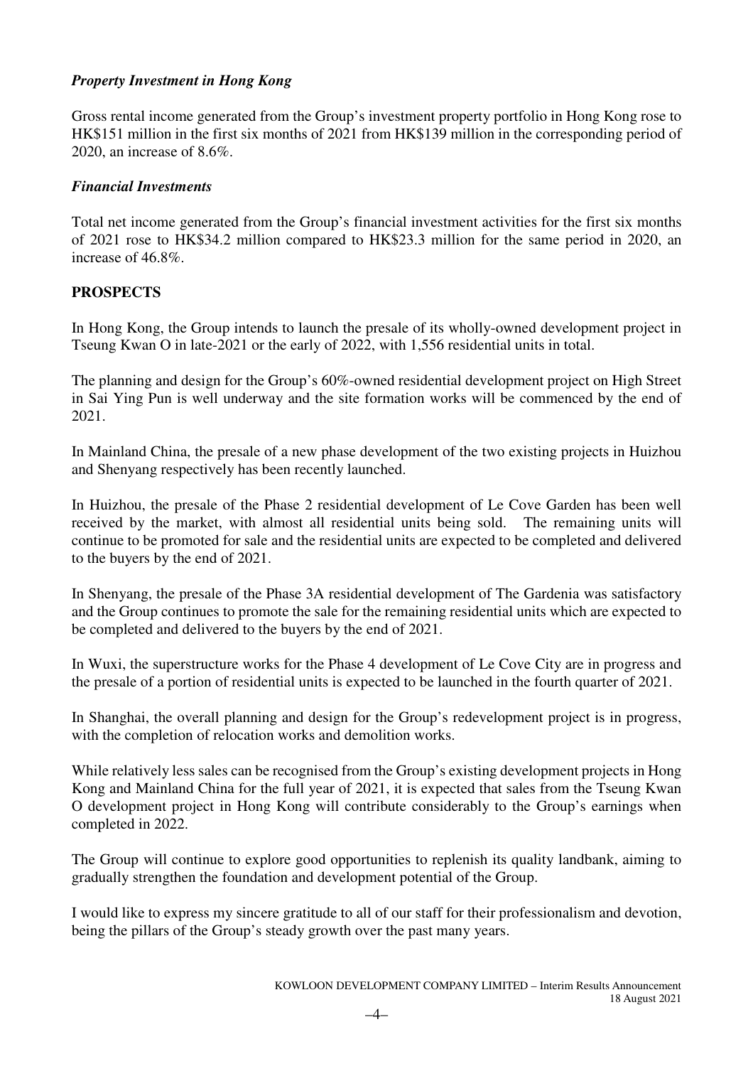### *Property Investment in Hong Kong*

Gross rental income generated from the Group's investment property portfolio in Hong Kong rose to HK$151 million in the first six months of 2021 from HK$139 million in the corresponding period of 2020, an increase of 8.6%.

### *Financial Investments*

Total net income generated from the Group's financial investment activities for the first six months of 2021 rose to HK$34.2 million compared to HK$23.3 million for the same period in 2020, an increase of 46.8%.

## PROSPECTS

In Hong Kong, the Group intends to launch the presale of its wholly-owned development project in Tseung Kwan O in late-2021 or the early of 2022, with 1,556 residential units in total.

The planning and design for the Group's 60%-owned residential development project on High Street in Sai Ying Pun is well underway and the site formation works will be commenced by the end of 2021.

In Mainland China, the presale of a new phase development of the two existing projects in Huizhou and Shenyang respectively has been recently launched.

In Huizhou, the presale of the Phase 2 residential development of Le Cove Garden has been well received by the market, with almost all residential units being sold. The remaining units will continue to be promoted for sale and the residential units are expected to be completed and delivered to the buyers by the end of 2021.

In Shenyang, the presale of the Phase 3A residential development of The Gardenia was satisfactory and the Group continues to promote the sale for the remaining residential units which are expected to be completed and delivered to the buyers by the end of 2021.

In Wuxi, the superstructure works for the Phase 4 development of Le Cove City are in progress and the presale of a portion of residential units is expected to be launched in the fourth quarter of 2021.

In Shanghai, the overall planning and design for the Group's redevelopment project is in progress, with the completion of relocation works and demolition works.

While relatively less sales can be recognised from the Group's existing development projects in Hong Kong and Mainland China for the full year of 2021, it is expected that sales from the Tseung Kwan O development project in Hong Kong will contribute considerably to the Group's earnings when completed in 2022.

The Group will continue to explore good opportunities to replenish its quality landbank, aiming to gradually strengthen the foundation and development potential of the Group.

I would like to express my sincere gratitude to all of our staff for their professionalism and devotion, being the pillars of the Group's steady growth over the past many years.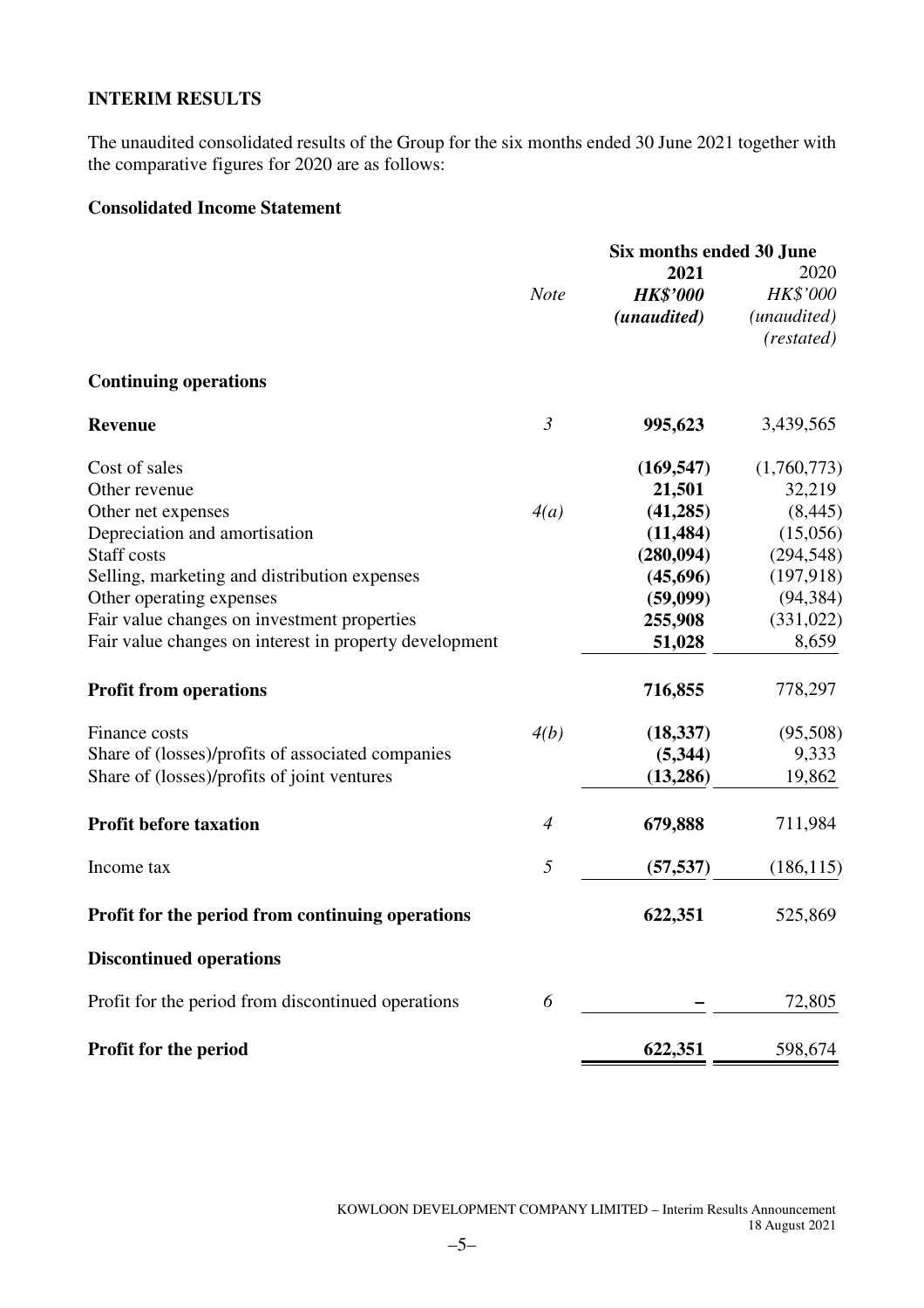## INTERIM RESULTS

The unaudited consolidated results of the Group for the six months ended 30 June 2021 together with the comparative figures for 2020 are as follows:

### Consolidated Income Statement

| | *Note* | **Six months ended 30 June 2021** ***HK$'000*** ***(unaudited)*** | 2020 *HK$'000* *(unaudited)* *(restated)* |
|---|---|---|---|
| **Continuing operations** | | | |
| **Revenue** | *3* | **995,623** | 3,439,565 |
| Cost of sales | | **(169,547)** | (1,760,773) |
| Other revenue | | **21,501** | 32,219 |
| Other net expenses | *4(a)* | **(41,285)** | (8,445) |
| Depreciation and amortisation | | **(11,484)** | (15,056) |
| Staff costs | | **(280,094)** | (294,548) |
| Selling, marketing and distribution expenses | | **(45,696)** | (197,918) |
| Other operating expenses | | **(59,099)** | (94,384) |
| Fair value changes on investment properties | | **255,908** | (331,022) |
| Fair value changes on interest in property development | | **51,028** | 8,659 |
| **Profit from operations** | | **716,855** | 778,297 |
| Finance costs | *4(b)* | **(18,337)** | (95,508) |
| Share of (losses)/profits of associated companies | | **(5,344)** | 9,333 |
| Share of (losses)/profits of joint ventures | | **(13,286)** | 19,862 |
| **Profit before taxation** | *4* | **679,888** | 711,984 |
| Income tax | *5* | **(57,537)** | (186,115) |
| **Profit for the period from continuing operations** | | **622,351** | 525,869 |
| **Discontinued operations** | | | |
| Profit for the period from discontinued operations | *6* | **–** | 72,805 |
| **Profit for the period** | | **622,351** | 598,674 |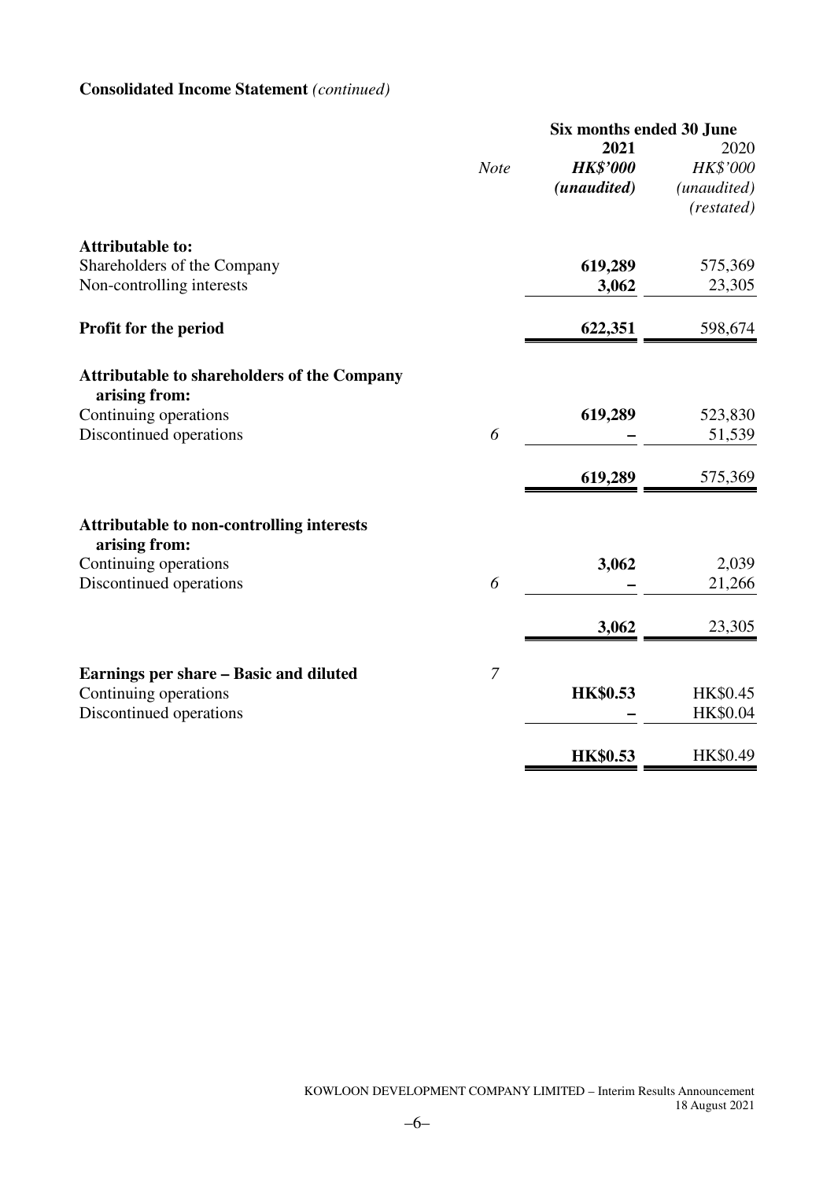## Consolidated Income Statement *(continued)*

| | *Note* | **Six months ended 30 June** | |
|---|---|---|---|
| | | **2021** | 2020 |
| | | ***HK$'000*** | *HK$'000* |
| | | ***(unaudited)*** | *(unaudited)* |
| | | | *(restated)* |
| **Attributable to:** | | | |
| Shareholders of the Company | | **619,289** | 575,369 |
| Non-controlling interests | | **3,062** | 23,305 |
| **Profit for the period** | | **622,351** | 598,674 |
| **Attributable to shareholders of the Company arising from:** | | | |
| Continuing operations | | **619,289** | 523,830 |
| Discontinued operations | *6* | **–** | 51,539 |
| | | **619,289** | 575,369 |
| **Attributable to non-controlling interests arising from:** | | | |
| Continuing operations | | **3,062** | 2,039 |
| Discontinued operations | *6* | **–** | 21,266 |
| | | **3,062** | 23,305 |
| **Earnings per share – Basic and diluted** | *7* | | |
| Continuing operations | | **HK$0.53** | HK$0.45 |
| Discontinued operations | | **–** | HK$0.04 |
| | | **HK$0.53** | HK$0.49 |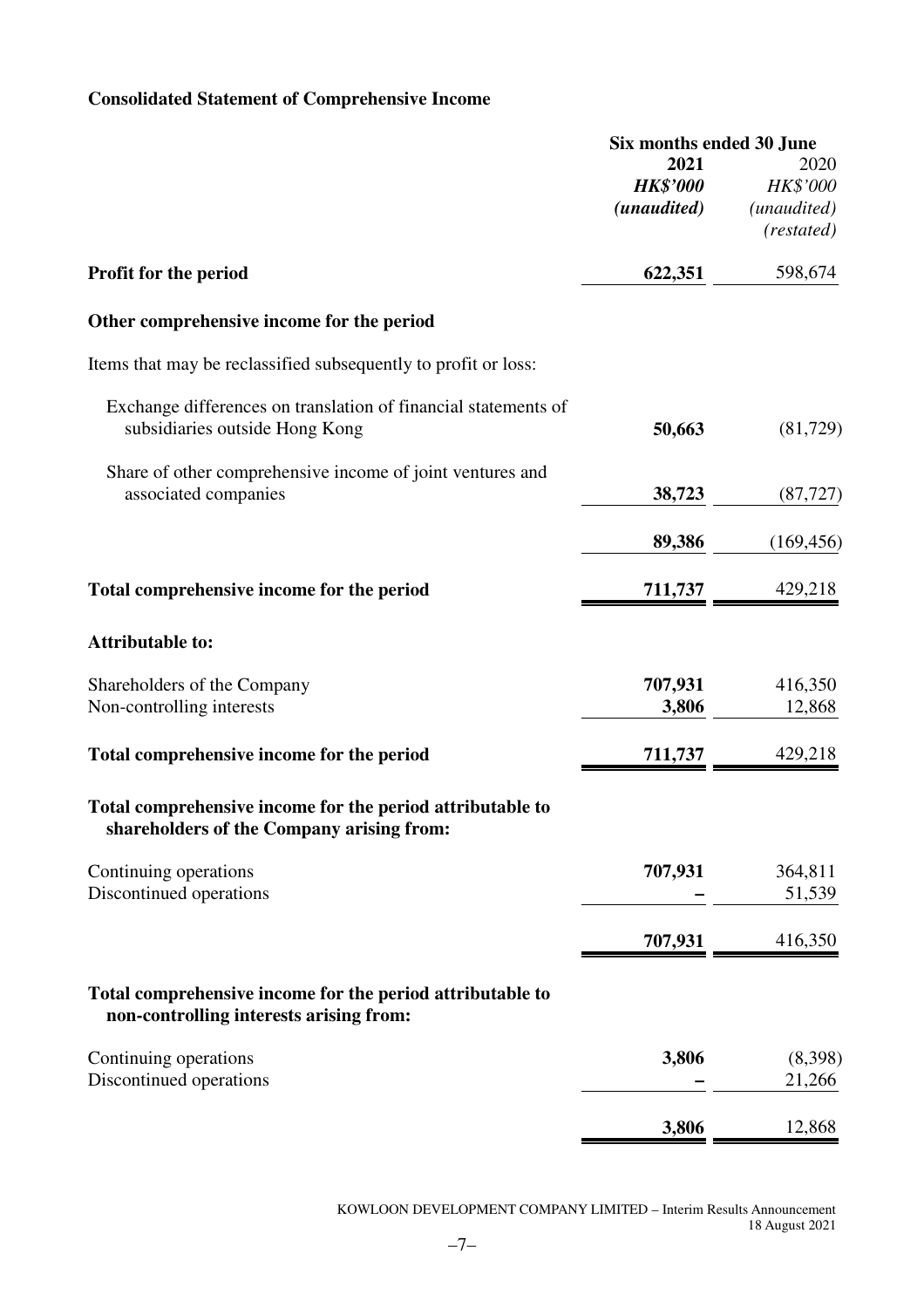## Consolidated Statement of Comprehensive Income

| | Six months ended 30 June | |
|---|---|---|
| | **2021** | 2020 |
| | ***HK$'000*** | *HK$'000* |
| | ***(unaudited)*** | *(unaudited)* |
| | | *(restated)* |
| **Profit for the period** | **622,351** | 598,674 |
| **Other comprehensive income for the period** | | |
| Items that may be reclassified subsequently to profit or loss: | | |
| Exchange differences on translation of financial statements of subsidiaries outside Hong Kong | **50,663** | (81,729) |
| Share of other comprehensive income of joint ventures and associated companies | **38,723** | (87,727) |
| | **89,386** | (169,456) |
| **Total comprehensive income for the period** | **711,737** | 429,218 |
| **Attributable to:** | | |
| Shareholders of the Company | **707,931** | 416,350 |
| Non-controlling interests | **3,806** | 12,868 |
| **Total comprehensive income for the period** | **711,737** | 429,218 |
| **Total comprehensive income for the period attributable to shareholders of the Company arising from:** | | |
| Continuing operations | **707,931** | 364,811 |
| Discontinued operations | **–** | 51,539 |
| | **707,931** | 416,350 |
| **Total comprehensive income for the period attributable to non-controlling interests arising from:** | | |
| Continuing operations | **3,806** | (8,398) |
| Discontinued operations | **–** | 21,266 |
| | **3,806** | 12,868 |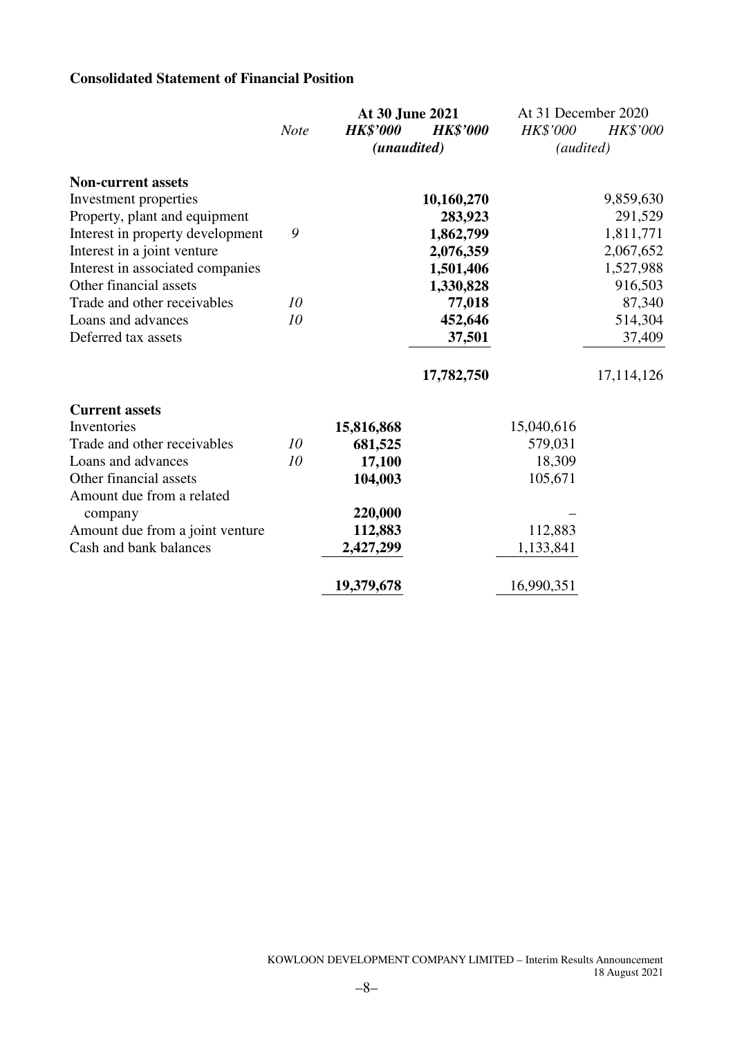## Consolidated Statement of Financial Position

| | Note | At 30 June 2021 | | At 31 December 2020 | |
|---|---|---|---|---|---|
| | | ***HK$'000*** | ***HK$'000*** | *HK$'000* | *HK$'000* |
| | | ***(unaudited)*** | | *(audited)* | |
| **Non-current assets** | | | | | |
| Investment properties | | | **10,160,270** | | 9,859,630 |
| Property, plant and equipment | | | **283,923** | | 291,529 |
| Interest in property development | *9* | | **1,862,799** | | 1,811,771 |
| Interest in a joint venture | | | **2,076,359** | | 2,067,652 |
| Interest in associated companies | | | **1,501,406** | | 1,527,988 |
| Other financial assets | | | **1,330,828** | | 916,503 |
| Trade and other receivables | *10* | | **77,018** | | 87,340 |
| Loans and advances | *10* | | **452,646** | | 514,304 |
| Deferred tax assets | | | **37,501** | | 37,409 |
| | | | **17,782,750** | | 17,114,126 |
| **Current assets** | | | | | |
| Inventories | | **15,816,868** | | 15,040,616 | |
| Trade and other receivables | *10* | **681,525** | | 579,031 | |
| Loans and advances | *10* | **17,100** | | 18,309 | |
| Other financial assets | | **104,003** | | 105,671 | |
| Amount due from a related company | | **220,000** | | – | |
| Amount due from a joint venture | | **112,883** | | 112,883 | |
| Cash and bank balances | | **2,427,299** | | 1,133,841 | |
| | | **19,379,678** | | 16,990,351 | |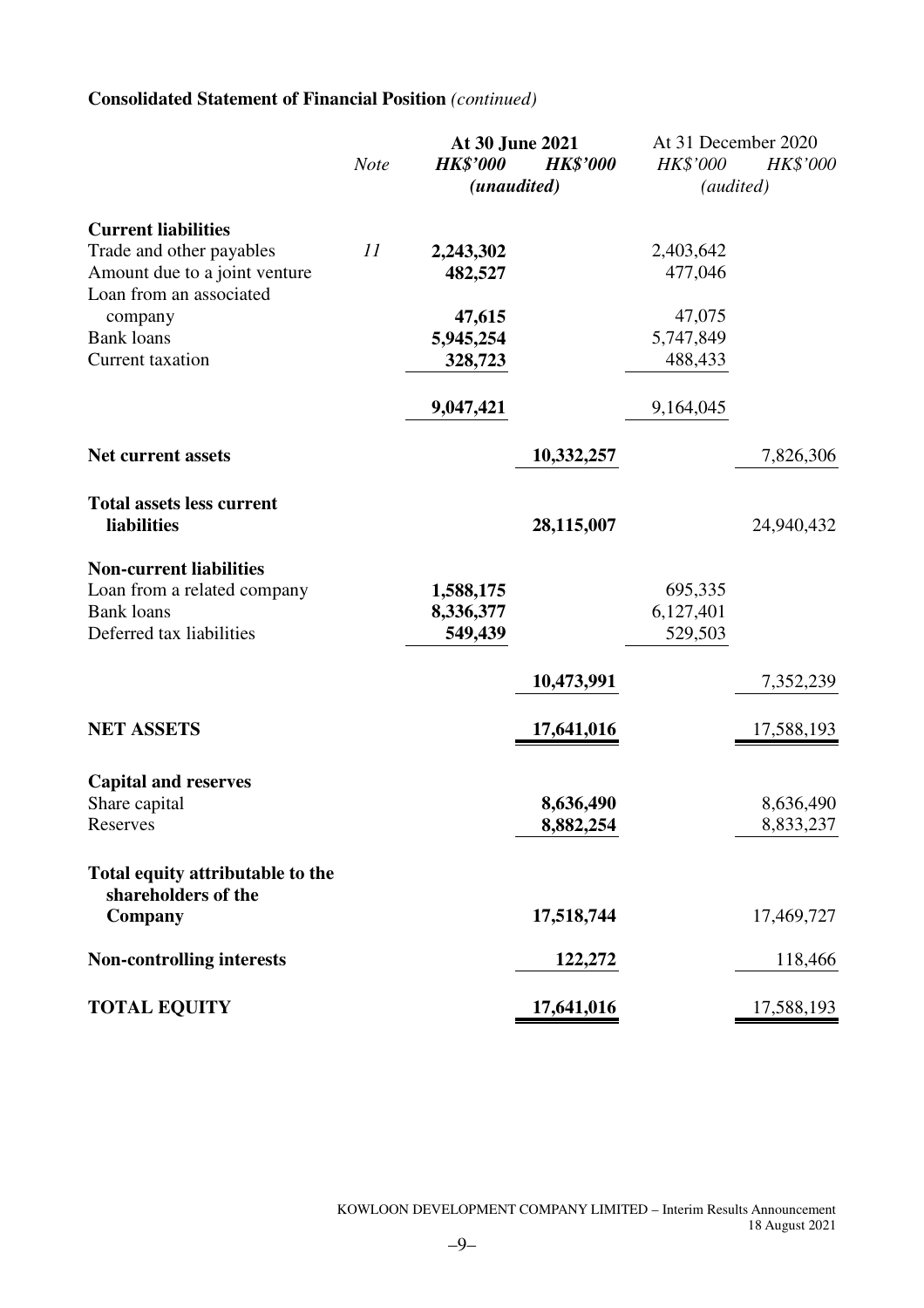**Consolidated Statement of Financial Position** *(continued)*

| | Note | At 30 June 2021 | | At 31 December 2020 | |
|---|---|---|---|---|---|
| | | ***HK$'000*** | ***HK$'000*** | *HK$'000* | *HK$'000* |
| | | ***(unaudited)*** | | *(audited)* | |
| **Current liabilities** | | | | | |
| Trade and other payables | *11* | **2,243,302** | | 2,403,642 | |
| Amount due to a joint venture | | **482,527** | | 477,046 | |
| Loan from an associated company | | **47,615** | | 47,075 | |
| Bank loans | | **5,945,254** | | 5,747,849 | |
| Current taxation | | **328,723** | | 488,433 | |
| | | **9,047,421** | | 9,164,045 | |
| **Net current assets** | | | **10,332,257** | | 7,826,306 |
| **Total assets less current liabilities** | | | **28,115,007** | | 24,940,432 |
| **Non-current liabilities** | | | | | |
| Loan from a related company | | **1,588,175** | | 695,335 | |
| Bank loans | | **8,336,377** | | 6,127,401 | |
| Deferred tax liabilities | | **549,439** | | 529,503 | |
| | | | **10,473,991** | | 7,352,239 |
| **NET ASSETS** | | | **17,641,016** | | 17,588,193 |
| **Capital and reserves** | | | | | |
| Share capital | | | **8,636,490** | | 8,636,490 |
| Reserves | | | **8,882,254** | | 8,833,237 |
| **Total equity attributable to the shareholders of the Company** | | | **17,518,744** | | 17,469,727 |
| **Non-controlling interests** | | | **122,272** | | 118,466 |
| **TOTAL EQUITY** | | | **17,641,016** | | 17,588,193 |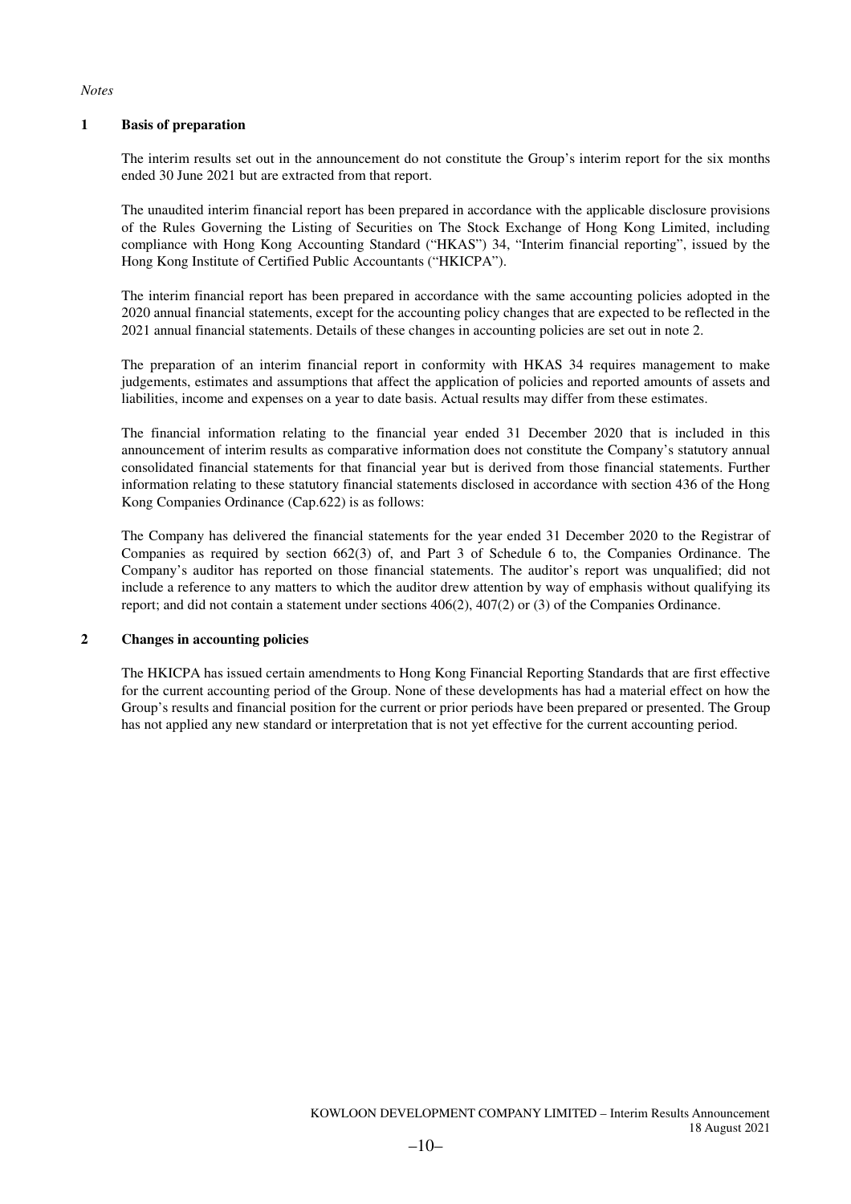*Notes*

## 1 Basis of preparation

The interim results set out in the announcement do not constitute the Group's interim report for the six months ended 30 June 2021 but are extracted from that report.

The unaudited interim financial report has been prepared in accordance with the applicable disclosure provisions of the Rules Governing the Listing of Securities on The Stock Exchange of Hong Kong Limited, including compliance with Hong Kong Accounting Standard ("HKAS") 34, "Interim financial reporting", issued by the Hong Kong Institute of Certified Public Accountants ("HKICPA").

The interim financial report has been prepared in accordance with the same accounting policies adopted in the 2020 annual financial statements, except for the accounting policy changes that are expected to be reflected in the 2021 annual financial statements. Details of these changes in accounting policies are set out in note 2.

The preparation of an interim financial report in conformity with HKAS 34 requires management to make judgements, estimates and assumptions that affect the application of policies and reported amounts of assets and liabilities, income and expenses on a year to date basis. Actual results may differ from these estimates.

The financial information relating to the financial year ended 31 December 2020 that is included in this announcement of interim results as comparative information does not constitute the Company's statutory annual consolidated financial statements for that financial year but is derived from those financial statements. Further information relating to these statutory financial statements disclosed in accordance with section 436 of the Hong Kong Companies Ordinance (Cap.622) is as follows:

The Company has delivered the financial statements for the year ended 31 December 2020 to the Registrar of Companies as required by section 662(3) of, and Part 3 of Schedule 6 to, the Companies Ordinance. The Company's auditor has reported on those financial statements. The auditor's report was unqualified; did not include a reference to any matters to which the auditor drew attention by way of emphasis without qualifying its report; and did not contain a statement under sections 406(2), 407(2) or (3) of the Companies Ordinance.

## 2 Changes in accounting policies

The HKICPA has issued certain amendments to Hong Kong Financial Reporting Standards that are first effective for the current accounting period of the Group. None of these developments has had a material effect on how the Group's results and financial position for the current or prior periods have been prepared or presented. The Group has not applied any new standard or interpretation that is not yet effective for the current accounting period.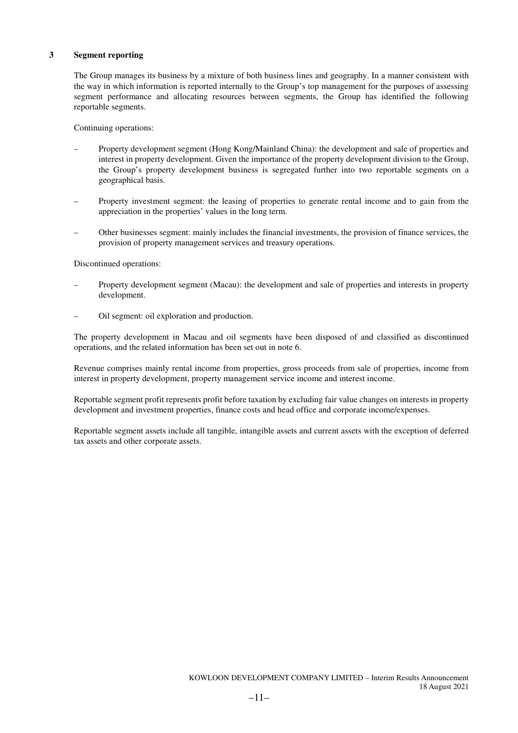## 3 Segment reporting

The Group manages its business by a mixture of both business lines and geography. In a manner consistent with the way in which information is reported internally to the Group's top management for the purposes of assessing segment performance and allocating resources between segments, the Group has identified the following reportable segments.

Continuing operations:

- Property development segment (Hong Kong/Mainland China): the development and sale of properties and interest in property development. Given the importance of the property development division to the Group, the Group's property development business is segregated further into two reportable segments on a geographical basis.
- Property investment segment: the leasing of properties to generate rental income and to gain from the appreciation in the properties' values in the long term.
- Other businesses segment: mainly includes the financial investments, the provision of finance services, the provision of property management services and treasury operations.

Discontinued operations:

- Property development segment (Macau): the development and sale of properties and interests in property development.
- Oil segment: oil exploration and production.

The property development in Macau and oil segments have been disposed of and classified as discontinued operations, and the related information has been set out in note 6.

Revenue comprises mainly rental income from properties, gross proceeds from sale of properties, income from interest in property development, property management service income and interest income.

Reportable segment profit represents profit before taxation by excluding fair value changes on interests in property development and investment properties, finance costs and head office and corporate income/expenses.

Reportable segment assets include all tangible, intangible assets and current assets with the exception of deferred tax assets and other corporate assets.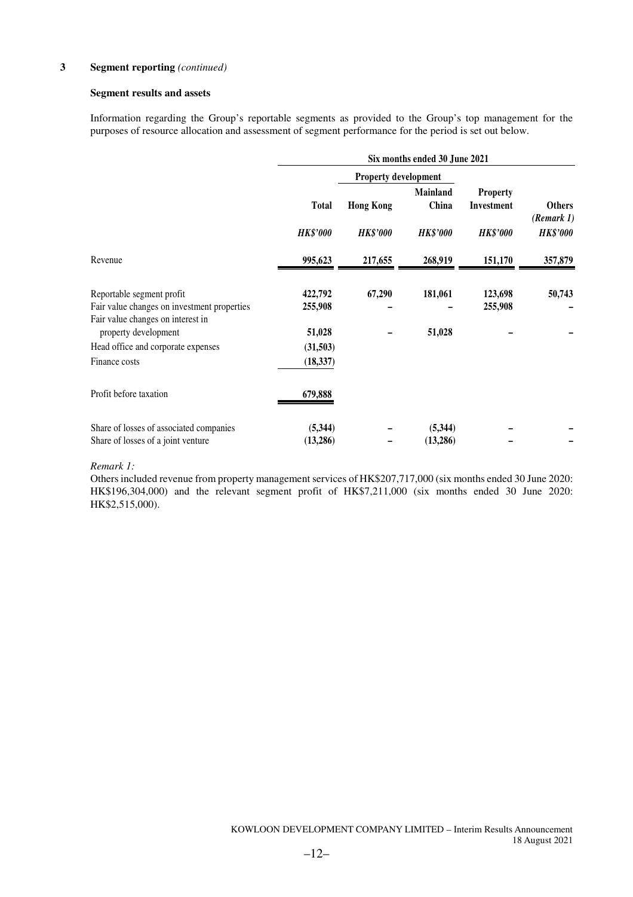## 3 Segment reporting *(continued)*

### Segment results and assets

Information regarding the Group's reportable segments as provided to the Group's top management for the purposes of resource allocation and assessment of segment performance for the period is set out below.

| | Six months ended 30 June 2021 | | | | |
|---|---|---|---|---|---|
| | | Property development | | | |
| | Total | Hong Kong | Mainland China | Property Investment | Others (Remark 1) |
| | *HK$'000* | *HK$'000* | *HK$'000* | *HK$'000* | *HK$'000* |
| Revenue | 995,623 | 217,655 | 268,919 | 151,170 | 357,879 |
| Reportable segment profit | 422,792 | 67,290 | 181,061 | 123,698 | 50,743 |
| Fair value changes on investment properties | 255,908 | – | – | 255,908 | – |
| Fair value changes on interest in property development | 51,028 | – | 51,028 | – | – |
| Head office and corporate expenses | (31,503) | | | | |
| Finance costs | (18,337) | | | | |
| Profit before taxation | 679,888 | | | | |
| Share of losses of associated companies | (5,344) | – | (5,344) | – | – |
| Share of losses of a joint venture | (13,286) | – | (13,286) | – | – |

*Remark 1:*

Others included revenue from property management services of HK$207,717,000 (six months ended 30 June 2020: HK$196,304,000) and the relevant segment profit of HK$7,211,000 (six months ended 30 June 2020: HK$2,515,000).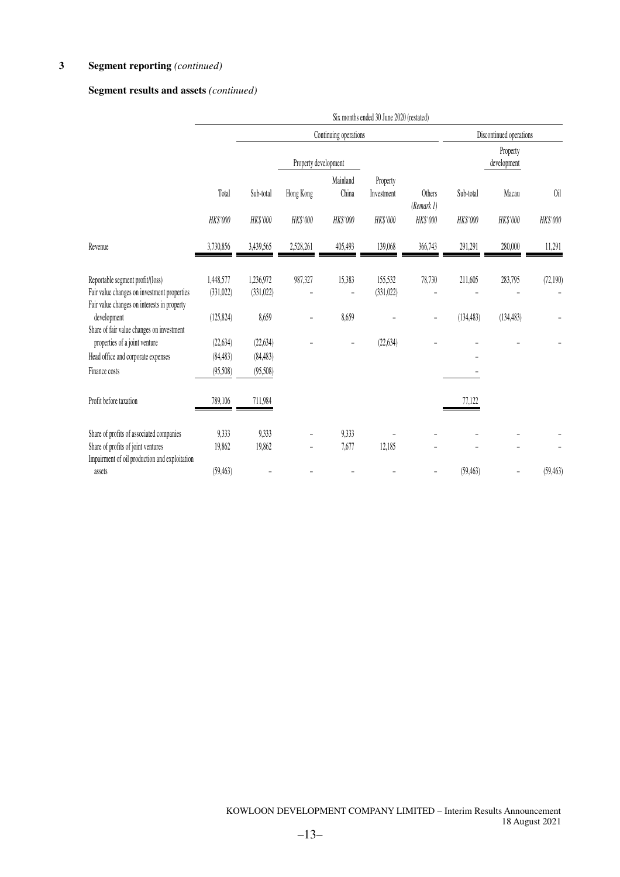## 3 Segment reporting *(continued)*

### Segment results and assets *(continued)*

| | Six months ended 30 June 2020 (restated) | | | | | | | | |
|---|---|---|---|---|---|---|---|---|---|
| | | Continuing operations | | | | | Discontinued operations | | |
| | | | Property development | | | | | Property development | |
| | Total | Sub-total | Hong Kong | Mainland China | Property Investment | Others *(Remark 1)* | Sub-total | Macau | Oil |
| | *HK$'000* | *HK$'000* | *HK$'000* | *HK$'000* | *HK$'000* | *HK$'000* | *HK$'000* | *HK$'000* | *HK$'000* |
| Revenue | 3,730,856 | 3,439,565 | 2,528,261 | 405,493 | 139,068 | 366,743 | 291,291 | 280,000 | 11,291 |
| Reportable segment profit/(loss) | 1,448,577 | 1,236,972 | 987,327 | 15,383 | 155,532 | 78,730 | 211,605 | 283,795 | (72,190) |
| Fair value changes on investment properties | (331,022) | (331,022) | – | – | (331,022) | – | – | – | – |
| Fair value changes on interests in property development | (125,824) | 8,659 | – | 8,659 | – | – | (134,483) | (134,483) | – |
| Share of fair value changes on investment properties of a joint venture | (22,634) | (22,634) | – | – | (22,634) | – | – | – | – |
| Head office and corporate expenses | (84,483) | (84,483) | | | | | – | | |
| Finance costs | (95,508) | (95,508) | | | | | – | | |
| Profit before taxation | 789,106 | 711,984 | | | | | 77,122 | | |
| Share of profits of associated companies | 9,333 | 9,333 | – | 9,333 | – | – | – | – | – |
| Share of profits of joint ventures | 19,862 | 19,862 | – | 7,677 | 12,185 | – | – | – | – |
| Impairment of oil production and exploitation assets | (59,463) | – | – | – | – | – | (59,463) | – | (59,463) |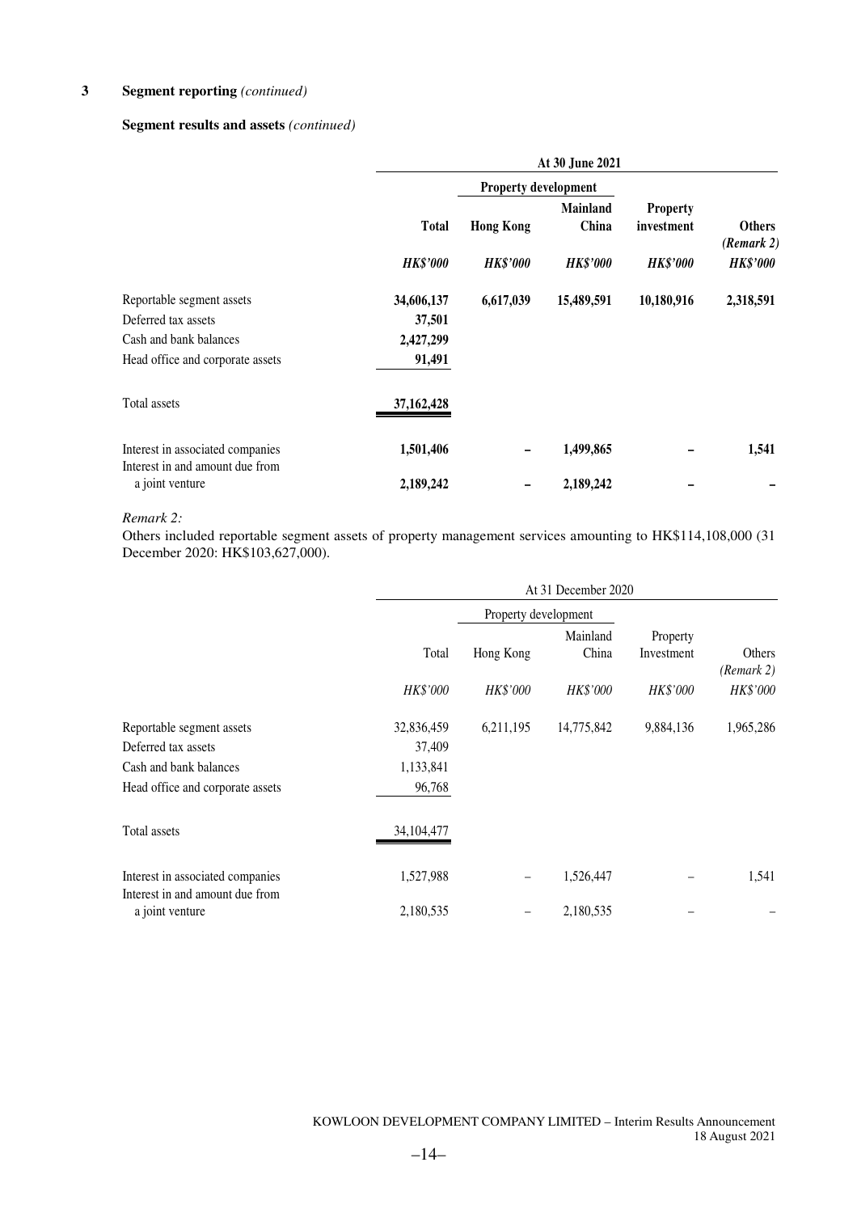## 3 Segment reporting *(continued)*

**Segment results and assets** *(continued)*

| | At 30 June 2021 | | | | |
|---|---|---|---|---|---|
| | | Property development | | | |
| | **Total** | **Hong Kong** | **Mainland China** | **Property investment** | **Others** *(Remark 2)* |
| | ***HK$'000*** | ***HK$'000*** | ***HK$'000*** | ***HK$'000*** | ***HK$'000*** |
| Reportable segment assets | **34,606,137** | **6,617,039** | **15,489,591** | **10,180,916** | **2,318,591** |
| Deferred tax assets | **37,501** | | | | |
| Cash and bank balances | **2,427,299** | | | | |
| Head office and corporate assets | **91,491** | | | | |
| Total assets | **37,162,428** | | | | |
| Interest in associated companies | **1,501,406** | **–** | **1,499,865** | **–** | **1,541** |
| Interest in and amount due from a joint venture | **2,189,242** | **–** | **2,189,242** | **–** | **–** |

*Remark 2:*
Others included reportable segment assets of property management services amounting to HK$114,108,000 (31 December 2020: HK$103,627,000).

| | At 31 December 2020 | | | | |
|---|---|---|---|---|---|
| | | Property development | | | |
| | Total | Hong Kong | Mainland China | Property Investment | Others *(Remark 2)* |
| | *HK$'000* | *HK$'000* | *HK$'000* | *HK$'000* | *HK$'000* |
| Reportable segment assets | 32,836,459 | 6,211,195 | 14,775,842 | 9,884,136 | 1,965,286 |
| Deferred tax assets | 37,409 | | | | |
| Cash and bank balances | 1,133,841 | | | | |
| Head office and corporate assets | 96,768 | | | | |
| Total assets | 34,104,477 | | | | |
| Interest in associated companies | 1,527,988 | – | 1,526,447 | – | 1,541 |
| Interest in and amount due from a joint venture | 2,180,535 | – | 2,180,535 | – | – |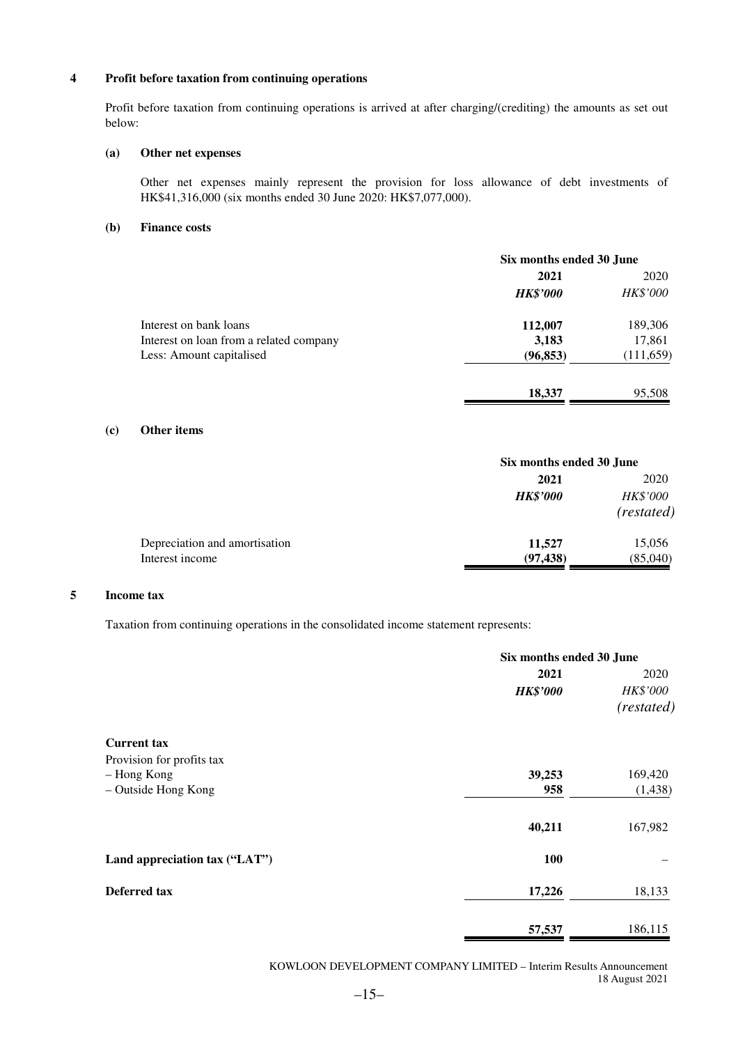## 4 Profit before taxation from continuing operations

Profit before taxation from continuing operations is arrived at after charging/(crediting) the amounts as set out below:

### (a) Other net expenses

Other net expenses mainly represent the provision for loss allowance of debt investments of HK$41,316,000 (six months ended 30 June 2020: HK$7,077,000).

### (b) Finance costs

| | Six months ended 30 June | |
|---|---|---|
| | **2021** | 2020 |
| | ***HK$'000*** | *HK$'000* |
| Interest on bank loans | **112,007** | 189,306 |
| Interest on loan from a related company | **3,183** | 17,861 |
| Less: Amount capitalised | **(96,853)** | (111,659) |
| | **18,337** | 95,508 |

### (c) Other items

| | Six months ended 30 June | |
|---|---|---|
| | **2021** | 2020 |
| | ***HK$'000*** | *HK$'000* *(restated)* |
| Depreciation and amortisation | **11,527** | 15,056 |
| Interest income | **(97,438)** | (85,040) |

## 5 Income tax

Taxation from continuing operations in the consolidated income statement represents:

| | Six months ended 30 June | |
|---|---|---|
| | **2021** | 2020 |
| | ***HK$'000*** | *HK$'000* *(restated)* |
| **Current tax** | | |
| Provision for profits tax | | |
| – Hong Kong | **39,253** | 169,420 |
| – Outside Hong Kong | **958** | (1,438) |
| | **40,211** | 167,982 |
| **Land appreciation tax ("LAT")** | **100** | – |
| **Deferred tax** | **17,226** | 18,133 |
| | **57,537** | 186,115 |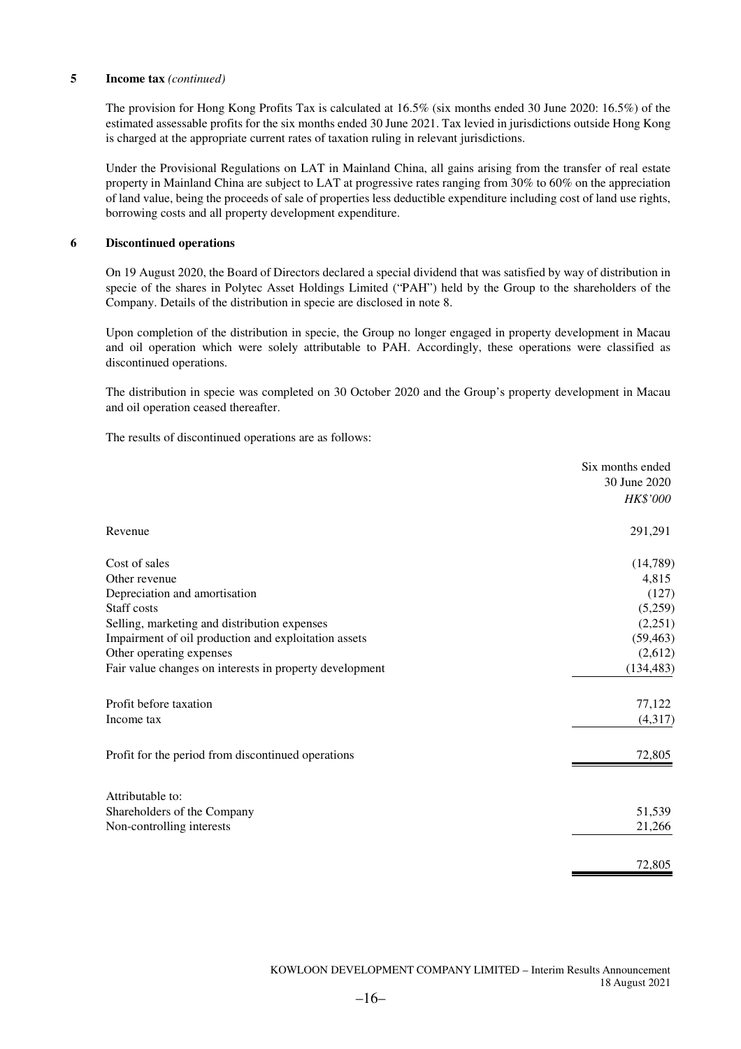## 5 Income tax *(continued)*

The provision for Hong Kong Profits Tax is calculated at 16.5% (six months ended 30 June 2020: 16.5%) of the estimated assessable profits for the six months ended 30 June 2021. Tax levied in jurisdictions outside Hong Kong is charged at the appropriate current rates of taxation ruling in relevant jurisdictions.

Under the Provisional Regulations on LAT in Mainland China, all gains arising from the transfer of real estate property in Mainland China are subject to LAT at progressive rates ranging from 30% to 60% on the appreciation of land value, being the proceeds of sale of properties less deductible expenditure including cost of land use rights, borrowing costs and all property development expenditure.

## 6 Discontinued operations

On 19 August 2020, the Board of Directors declared a special dividend that was satisfied by way of distribution in specie of the shares in Polytec Asset Holdings Limited ("PAH") held by the Group to the shareholders of the Company. Details of the distribution in specie are disclosed in note 8.

Upon completion of the distribution in specie, the Group no longer engaged in property development in Macau and oil operation which were solely attributable to PAH. Accordingly, these operations were classified as discontinued operations.

The distribution in specie was completed on 30 October 2020 and the Group's property development in Macau and oil operation ceased thereafter.

The results of discontinued operations are as follows:

| | Six months ended 30 June 2020 *HK$'000* |
|---|---|
| Revenue | 291,291 |
| Cost of sales | (14,789) |
| Other revenue | 4,815 |
| Depreciation and amortisation | (127) |
| Staff costs | (5,259) |
| Selling, marketing and distribution expenses | (2,251) |
| Impairment of oil production and exploitation assets | (59,463) |
| Other operating expenses | (2,612) |
| Fair value changes on interests in property development | (134,483) |
| Profit before taxation | 77,122 |
| Income tax | (4,317) |
| Profit for the period from discontinued operations | 72,805 |
| Attributable to: | |
| Shareholders of the Company | 51,539 |
| Non-controlling interests | 21,266 |
| | 72,805 |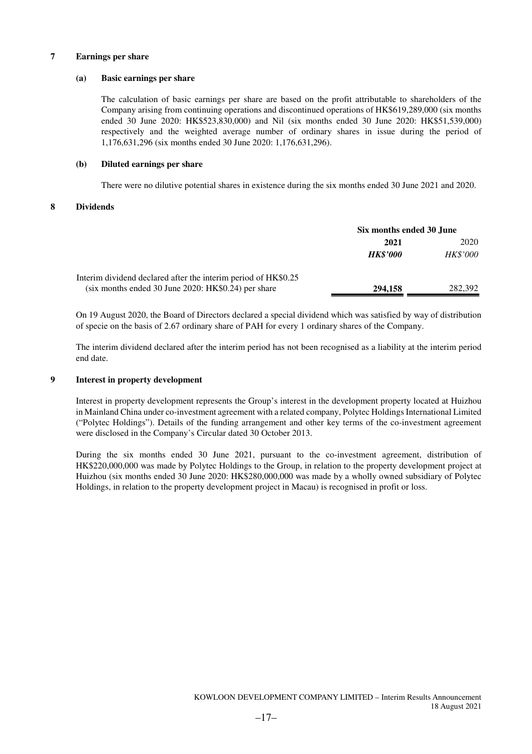## 7 Earnings per share

### (a) Basic earnings per share

The calculation of basic earnings per share are based on the profit attributable to shareholders of the Company arising from continuing operations and discontinued operations of HK$619,289,000 (six months ended 30 June 2020: HK$523,830,000) and Nil (six months ended 30 June 2020: HK$51,539,000) respectively and the weighted average number of ordinary shares in issue during the period of 1,176,631,296 (six months ended 30 June 2020: 1,176,631,296).

### (b) Diluted earnings per share

There were no dilutive potential shares in existence during the six months ended 30 June 2021 and 2020.

## 8 Dividends

| | Six months ended 30 June | |
|---|---|---|
| | **2021** | 2020 |
| | ***HK$'000*** | *HK$'000* |
| Interim dividend declared after the interim period of HK$0.25 (six months ended 30 June 2020: HK$0.24) per share | **294,158** | 282,392 |

On 19 August 2020, the Board of Directors declared a special dividend which was satisfied by way of distribution of specie on the basis of 2.67 ordinary share of PAH for every 1 ordinary shares of the Company.

The interim dividend declared after the interim period has not been recognised as a liability at the interim period end date.

## 9 Interest in property development

Interest in property development represents the Group's interest in the development property located at Huizhou in Mainland China under co-investment agreement with a related company, Polytec Holdings International Limited ("Polytec Holdings"). Details of the funding arrangement and other key terms of the co-investment agreement were disclosed in the Company's Circular dated 30 October 2013.

During the six months ended 30 June 2021, pursuant to the co-investment agreement, distribution of HK$220,000,000 was made by Polytec Holdings to the Group, in relation to the property development project at Huizhou (six months ended 30 June 2020: HK$280,000,000 was made by a wholly owned subsidiary of Polytec Holdings, in relation to the property development project in Macau) is recognised in profit or loss.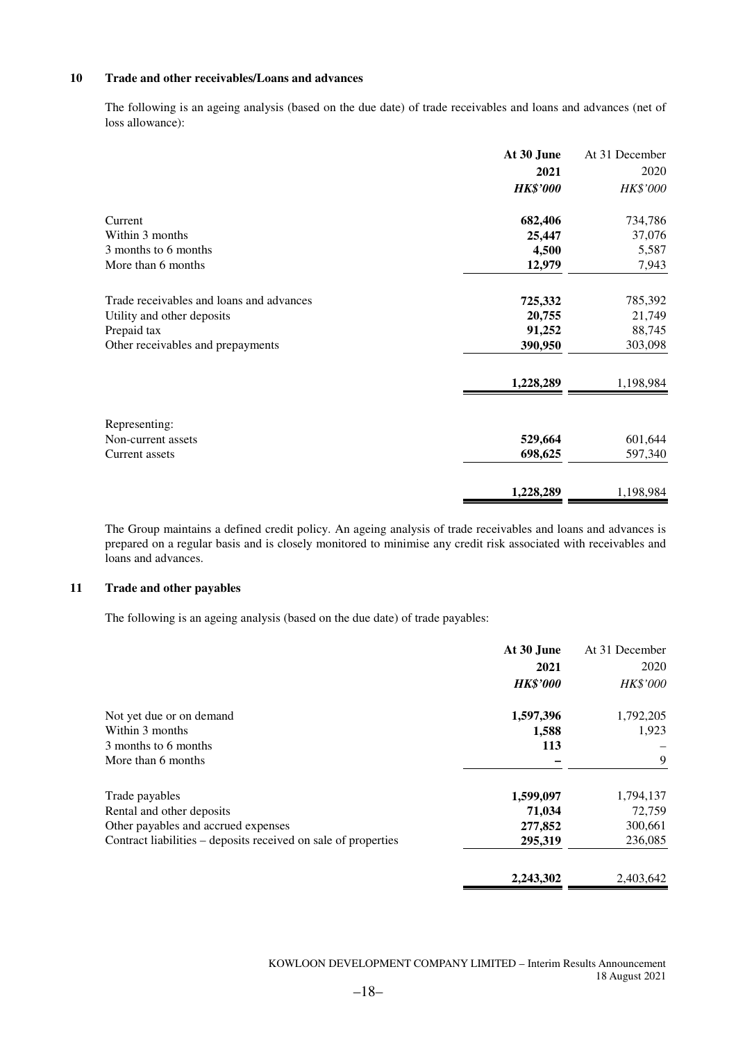## 10 Trade and other receivables/Loans and advances

The following is an ageing analysis (based on the due date) of trade receivables and loans and advances (net of loss allowance):

| | **At 30 June 2021** | At 31 December 2020 |
|---|---|---|
| | ***HK$'000*** | *HK$'000* |
| Current | **682,406** | 734,786 |
| Within 3 months | **25,447** | 37,076 |
| 3 months to 6 months | **4,500** | 5,587 |
| More than 6 months | **12,979** | 7,943 |
| Trade receivables and loans and advances | **725,332** | 785,392 |
| Utility and other deposits | **20,755** | 21,749 |
| Prepaid tax | **91,252** | 88,745 |
| Other receivables and prepayments | **390,950** | 303,098 |
| | **1,228,289** | 1,198,984 |
| Representing: | | |
| Non-current assets | **529,664** | 601,644 |
| Current assets | **698,625** | 597,340 |
| | **1,228,289** | 1,198,984 |

The Group maintains a defined credit policy. An ageing analysis of trade receivables and loans and advances is prepared on a regular basis and is closely monitored to minimise any credit risk associated with receivables and loans and advances.

## 11 Trade and other payables

The following is an ageing analysis (based on the due date) of trade payables:

| | **At 30 June 2021** | At 31 December 2020 |
|---|---|---|
| | ***HK$'000*** | *HK$'000* |
| Not yet due or on demand | **1,597,396** | 1,792,205 |
| Within 3 months | **1,588** | 1,923 |
| 3 months to 6 months | **113** | – |
| More than 6 months | **–** | 9 |
| Trade payables | **1,599,097** | 1,794,137 |
| Rental and other deposits | **71,034** | 72,759 |
| Other payables and accrued expenses | **277,852** | 300,661 |
| Contract liabilities – deposits received on sale of properties | **295,319** | 236,085 |
| | **2,243,302** | 2,403,642 |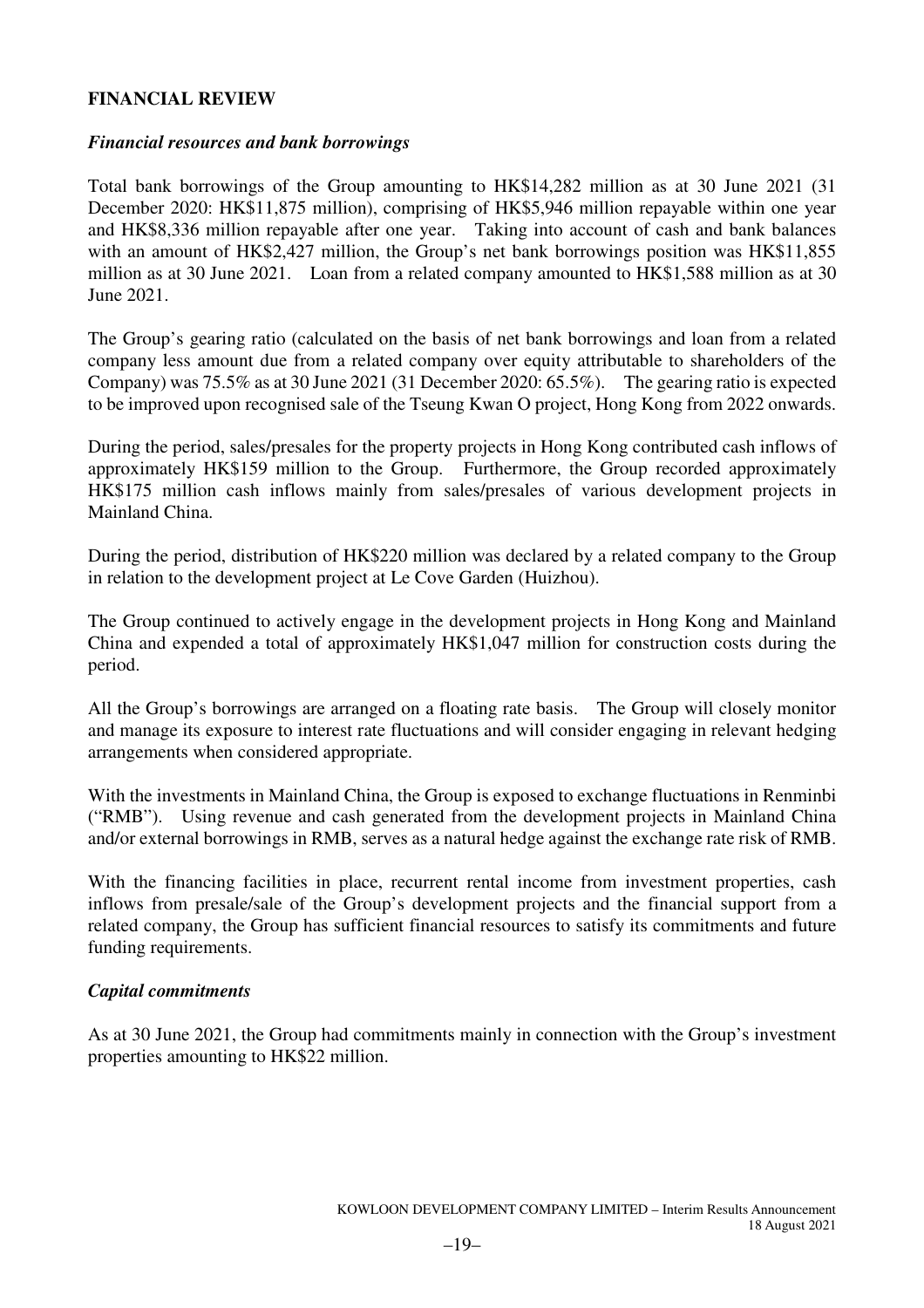## FINANCIAL REVIEW

### *Financial resources and bank borrowings*

Total bank borrowings of the Group amounting to HK$14,282 million as at 30 June 2021 (31 December 2020: HK$11,875 million), comprising of HK$5,946 million repayable within one year and HK$8,336 million repayable after one year. Taking into account of cash and bank balances with an amount of HK$2,427 million, the Group's net bank borrowings position was HK$11,855 million as at 30 June 2021. Loan from a related company amounted to HK$1,588 million as at 30 June 2021.

The Group's gearing ratio (calculated on the basis of net bank borrowings and loan from a related company less amount due from a related company over equity attributable to shareholders of the Company) was 75.5% as at 30 June 2021 (31 December 2020: 65.5%). The gearing ratio is expected to be improved upon recognised sale of the Tseung Kwan O project, Hong Kong from 2022 onwards.

During the period, sales/presales for the property projects in Hong Kong contributed cash inflows of approximately HK$159 million to the Group. Furthermore, the Group recorded approximately HK$175 million cash inflows mainly from sales/presales of various development projects in Mainland China.

During the period, distribution of HK$220 million was declared by a related company to the Group in relation to the development project at Le Cove Garden (Huizhou).

The Group continued to actively engage in the development projects in Hong Kong and Mainland China and expended a total of approximately HK$1,047 million for construction costs during the period.

All the Group's borrowings are arranged on a floating rate basis. The Group will closely monitor and manage its exposure to interest rate fluctuations and will consider engaging in relevant hedging arrangements when considered appropriate.

With the investments in Mainland China, the Group is exposed to exchange fluctuations in Renminbi ("RMB"). Using revenue and cash generated from the development projects in Mainland China and/or external borrowings in RMB, serves as a natural hedge against the exchange rate risk of RMB.

With the financing facilities in place, recurrent rental income from investment properties, cash inflows from presale/sale of the Group's development projects and the financial support from a related company, the Group has sufficient financial resources to satisfy its commitments and future funding requirements.

### *Capital commitments*

As at 30 June 2021, the Group had commitments mainly in connection with the Group's investment properties amounting to HK$22 million.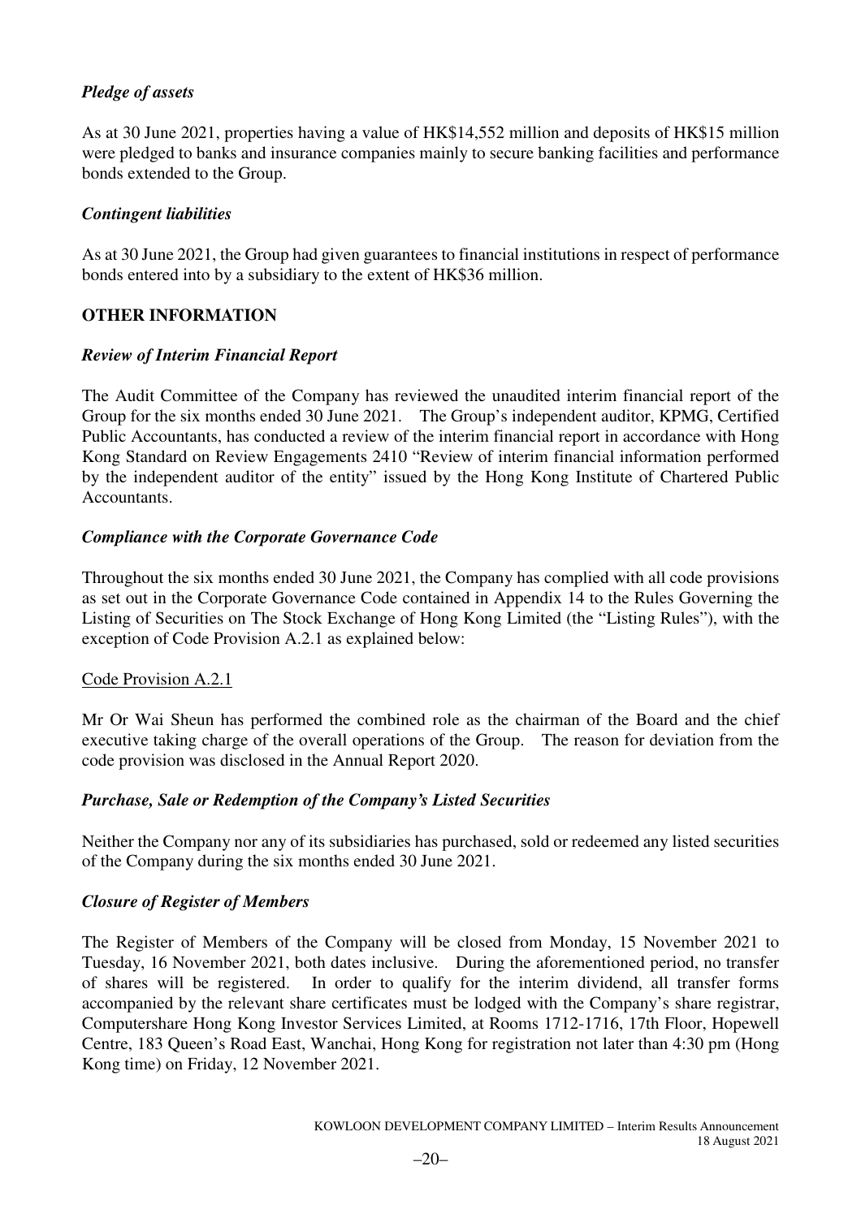### *Pledge of assets*

As at 30 June 2021, properties having a value of HK$14,552 million and deposits of HK$15 million were pledged to banks and insurance companies mainly to secure banking facilities and performance bonds extended to the Group.

### *Contingent liabilities*

As at 30 June 2021, the Group had given guarantees to financial institutions in respect of performance bonds entered into by a subsidiary to the extent of HK$36 million.

## OTHER INFORMATION

### *Review of Interim Financial Report*

The Audit Committee of the Company has reviewed the unaudited interim financial report of the Group for the six months ended 30 June 2021. The Group's independent auditor, KPMG, Certified Public Accountants, has conducted a review of the interim financial report in accordance with Hong Kong Standard on Review Engagements 2410 "Review of interim financial information performed by the independent auditor of the entity" issued by the Hong Kong Institute of Chartered Public Accountants.

### *Compliance with the Corporate Governance Code*

Throughout the six months ended 30 June 2021, the Company has complied with all code provisions as set out in the Corporate Governance Code contained in Appendix 14 to the Rules Governing the Listing of Securities on The Stock Exchange of Hong Kong Limited (the "Listing Rules"), with the exception of Code Provision A.2.1 as explained below:

Code Provision A.2.1

Mr Or Wai Sheun has performed the combined role as the chairman of the Board and the chief executive taking charge of the overall operations of the Group. The reason for deviation from the code provision was disclosed in the Annual Report 2020.

### *Purchase, Sale or Redemption of the Company's Listed Securities*

Neither the Company nor any of its subsidiaries has purchased, sold or redeemed any listed securities of the Company during the six months ended 30 June 2021.

### *Closure of Register of Members*

The Register of Members of the Company will be closed from Monday, 15 November 2021 to Tuesday, 16 November 2021, both dates inclusive. During the aforementioned period, no transfer of shares will be registered. In order to qualify for the interim dividend, all transfer forms accompanied by the relevant share certificates must be lodged with the Company's share registrar, Computershare Hong Kong Investor Services Limited, at Rooms 1712-1716, 17th Floor, Hopewell Centre, 183 Queen's Road East, Wanchai, Hong Kong for registration not later than 4:30 pm (Hong Kong time) on Friday, 12 November 2021.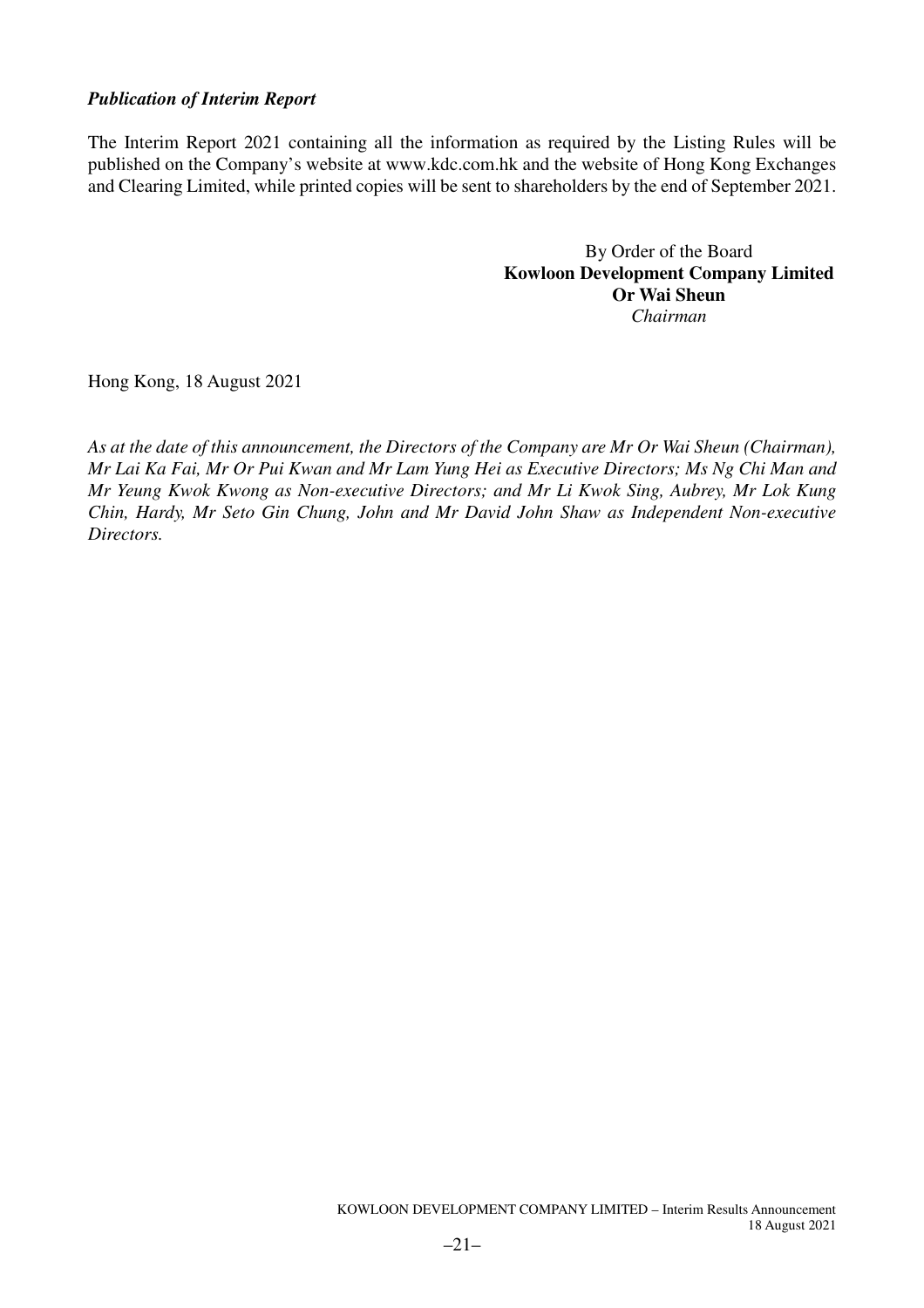***Publication of Interim Report***

The Interim Report 2021 containing all the information as required by the Listing Rules will be published on the Company's website at www.kdc.com.hk and the website of Hong Kong Exchanges and Clearing Limited, while printed copies will be sent to shareholders by the end of September 2021.

By Order of the Board
**Kowloon Development Company Limited**
**Or Wai Sheun**
*Chairman*

Hong Kong, 18 August 2021

*As at the date of this announcement, the Directors of the Company are Mr Or Wai Sheun (Chairman), Mr Lai Ka Fai, Mr Or Pui Kwan and Mr Lam Yung Hei as Executive Directors; Ms Ng Chi Man and Mr Yeung Kwok Kwong as Non-executive Directors; and Mr Li Kwok Sing, Aubrey, Mr Lok Kung Chin, Hardy, Mr Seto Gin Chung, John and Mr David John Shaw as Independent Non-executive Directors.*